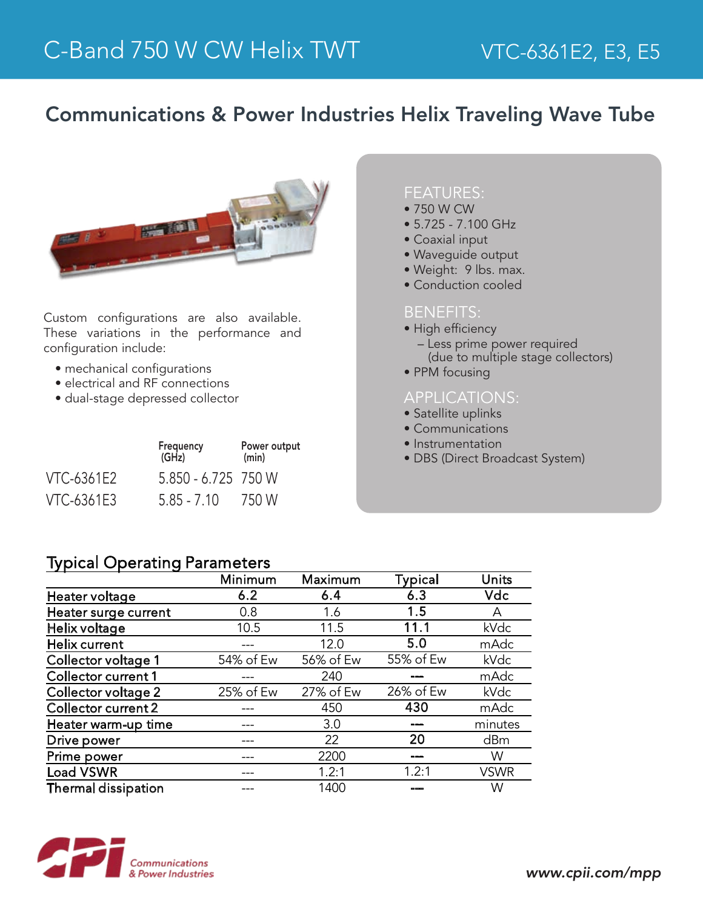# C-Band 750 W CW Helix TWT

VTC-6361E2, E3, E5

## Communications & Power Industries Helix Traveling Wave Tube

Custom configurations are also available. These variations in the performance and configuration include:

- mechanical configurations
- electrical and RF connections
- dual-stage depressed collector

| | Frequency (GHz) | Power output (min) |
|---|---|---|
| VTC-6361E2 | 5.850 - 6.725 | 750 W |
| VTC-6361E3 | 5.85 - 7.10 | 750 W |

### FEATURES:

- 750 W CW
- 5.725 - 7.100 GHz
- Coaxial input
- Waveguide output
- Weight: 9 lbs. max.
- Conduction cooled

### BENEFITS:

- High efficiency
  - Less prime power required (due to multiple stage collectors)
- PPM focusing

### APPLICATIONS:

- Satellite uplinks
- Communications
- Instrumentation
- DBS (Direct Broadcast System)

## Typical Operating Parameters

| | Minimum | Maximum | Typical | Units |
|---|---|---|---|---|
| Heater voltage | 6.2 | 6.4 | 6.3 | Vdc |
| Heater surge current | 0.8 | 1.6 | 1.5 | A |
| Helix voltage | 10.5 | 11.5 | 11.1 | kVdc |
| Helix current | --- | 12.0 | 5.0 | mAdc |
| Collector voltage 1 | 54% of Ew | 56% of Ew | 55% of Ew | kVdc |
| Collector current 1 | --- | 240 | --- | mAdc |
| Collector voltage 2 | 25% of Ew | 27% of Ew | 26% of Ew | kVdc |
| Collector current 2 | --- | 450 | 430 | mAdc |
| Heater warm-up time | --- | 3.0 | --- | minutes |
| Drive power | --- | 22 | 20 | dBm |
| Prime power | --- | 2200 | --- | W |
| Load VSWR | --- | 1.2:1 | 1.2:1 | VSWR |
| Thermal dissipation | --- | 1400 | --- | W |

Communications & Power Industries

www.cpii.com/mpp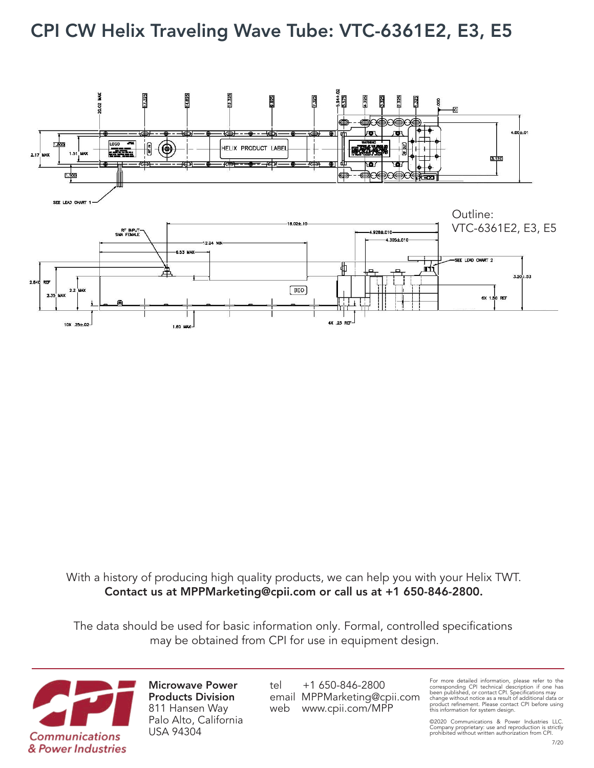# CPI CW Helix Traveling Wave Tube: VTC-6361E2, E3, E5

20.02 MAX
17.325
14.825
12.325
9.825
7.325
5.944±.02
5.375
4.325
3.325
2.325
1.325
.000
C
4.00±.01
1.800
2.17 MAX
1.51 MAX
LOGO
HELIX PRODUCT LABEL
WARNING
3.120
1.100
SEE LEAD CHART 1

18.02±.10
RF INPUT SMA FEMALE
4.928±.010
4.305±.010
12.24 MIN
6.53 MAX
SEE LEAD CHART 2
3.20±.03
2.840 REF
2.2 MAX
2.35 MAX
BEO
6X 1.50 REF
10X .25±.02
1.60 MAX
4X .25 REF

Outline:
VTC-6361E2, E3, E5

With a history of producing high quality products, we can help you with your Helix TWT.
**Contact us at MPPMarketing@cpii.com or call us at +1 650-846-2800.**

The data should be used for basic information only. Formal, controlled specifications may be obtained from CPI for use in equipment design.

Communications & Power Industries

**Microwave Power Products Division**
811 Hansen Way
Palo Alto, California
USA 94304

tel +1 650-846-2800
email MPPMarketing@cpii.com
web www.cpii.com/MPP

For more detailed information, please refer to the corresponding CPI technical description if one has been published, or contact CPI. Specifications may change without notice as a result of additional data or product refinement. Please contact CPI before using this information for system design.

©2020 Communications & Power Industries LLC. Company proprietary: use and reproduction is strictly prohibited without written authorization from CPI.

7/20